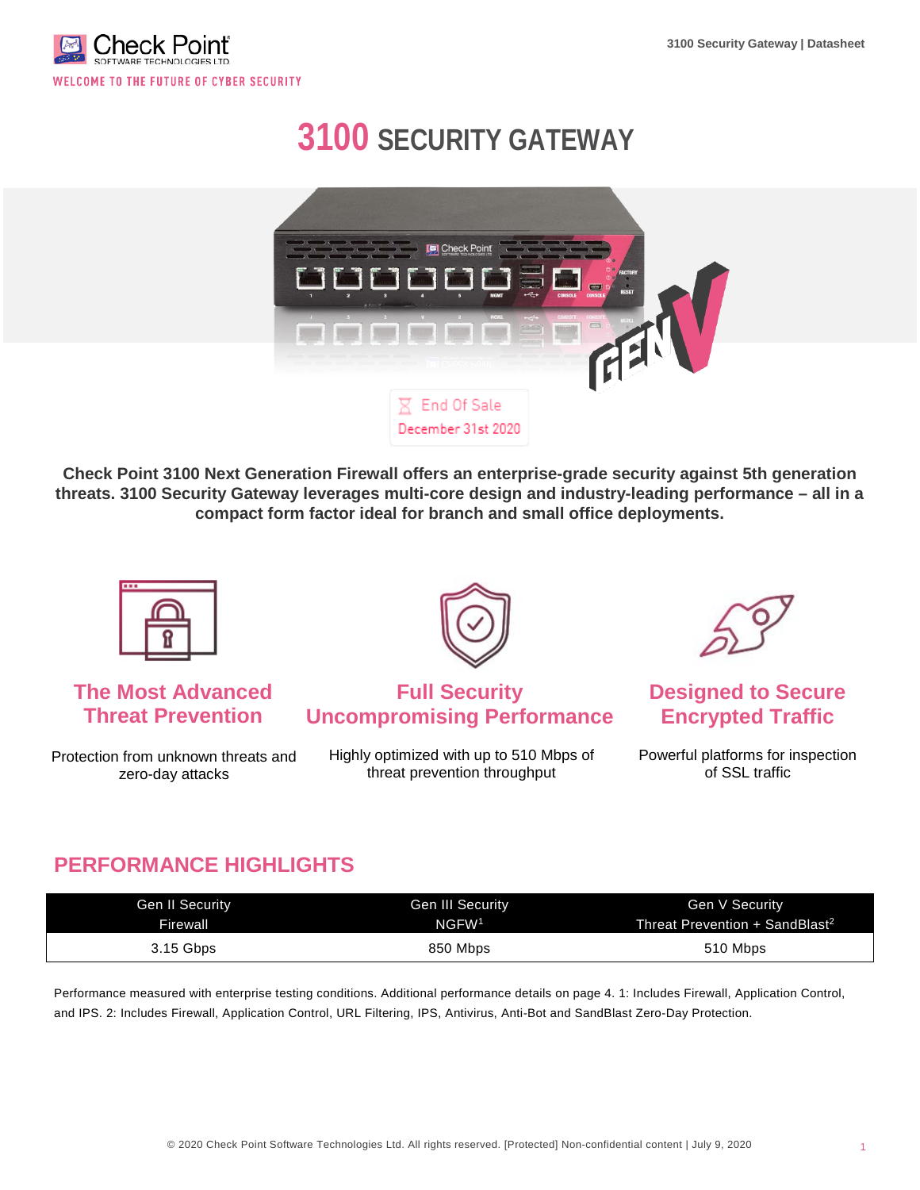# 3100 SECURITY GATEWAY

End Of Sale
December 31st 2020

**Check Point 3100 Next Generation Firewall offers an enterprise-grade security against 5th generation threats. 3100 Security Gateway leverages multi-core design and industry-leading performance – all in a compact form factor ideal for branch and small office deployments.**

### The Most Advanced Threat Prevention

Protection from unknown threats and zero-day attacks

### Full Security Uncompromising Performance

Highly optimized with up to 510 Mbps of threat prevention throughput

### Designed to Secure Encrypted Traffic

Powerful platforms for inspection of SSL traffic

## PERFORMANCE HIGHLIGHTS

| Gen II Security Firewall | Gen III Security NGFW[1] | Gen V Security Threat Prevention + SandBlast[2] |
|---|---|---|
| 3.15 Gbps | 850 Mbps | 510 Mbps |

Performance measured with enterprise testing conditions. Additional performance details on page 4. 1: Includes Firewall, Application Control, and IPS. 2: Includes Firewall, Application Control, URL Filtering, IPS, Antivirus, Anti-Bot and SandBlast Zero-Day Protection.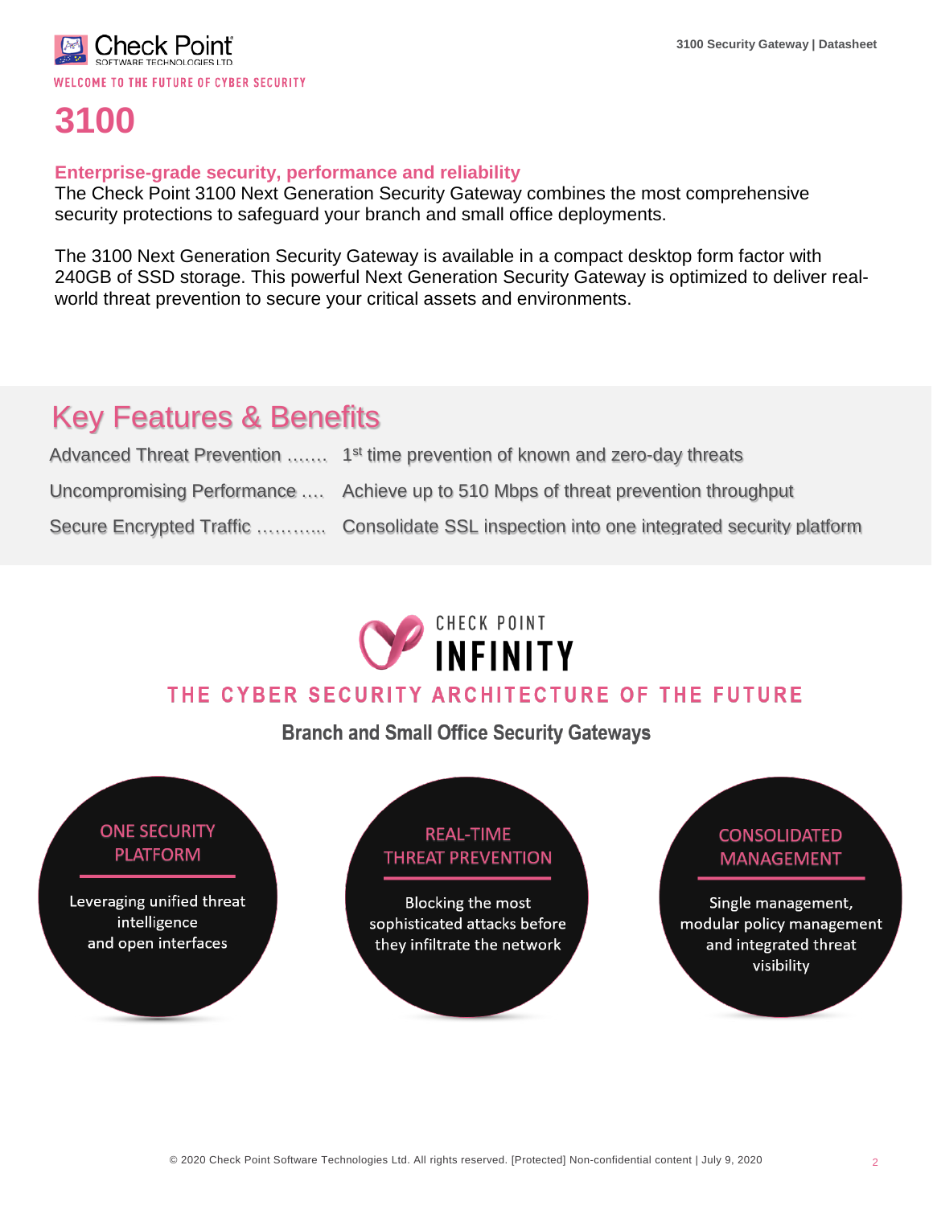# 3100

**Enterprise-grade security, performance and reliability**

The Check Point 3100 Next Generation Security Gateway combines the most comprehensive security protections to safeguard your branch and small office deployments.

The 3100 Next Generation Security Gateway is available in a compact desktop form factor with 240GB of SSD storage. This powerful Next Generation Security Gateway is optimized to deliver real-world threat prevention to secure your critical assets and environments.

## Key Features & Benefits

Advanced Threat Prevention ……. 1st time prevention of known and zero-day threats

Uncompromising Performance …. Achieve up to 510 Mbps of threat prevention throughput

Secure Encrypted Traffic ……….. Consolidate SSL inspection into one integrated security platform

CHECK POINT INFINITY

THE CYBER SECURITY ARCHITECTURE OF THE FUTURE

**Branch and Small Office Security Gateways**

**ONE SECURITY PLATFORM**

Leveraging unified threat intelligence and open interfaces

**REAL-TIME THREAT PREVENTION**

Blocking the most sophisticated attacks before they infiltrate the network

**CONSOLIDATED MANAGEMENT**

Single management, modular policy management and integrated threat visibility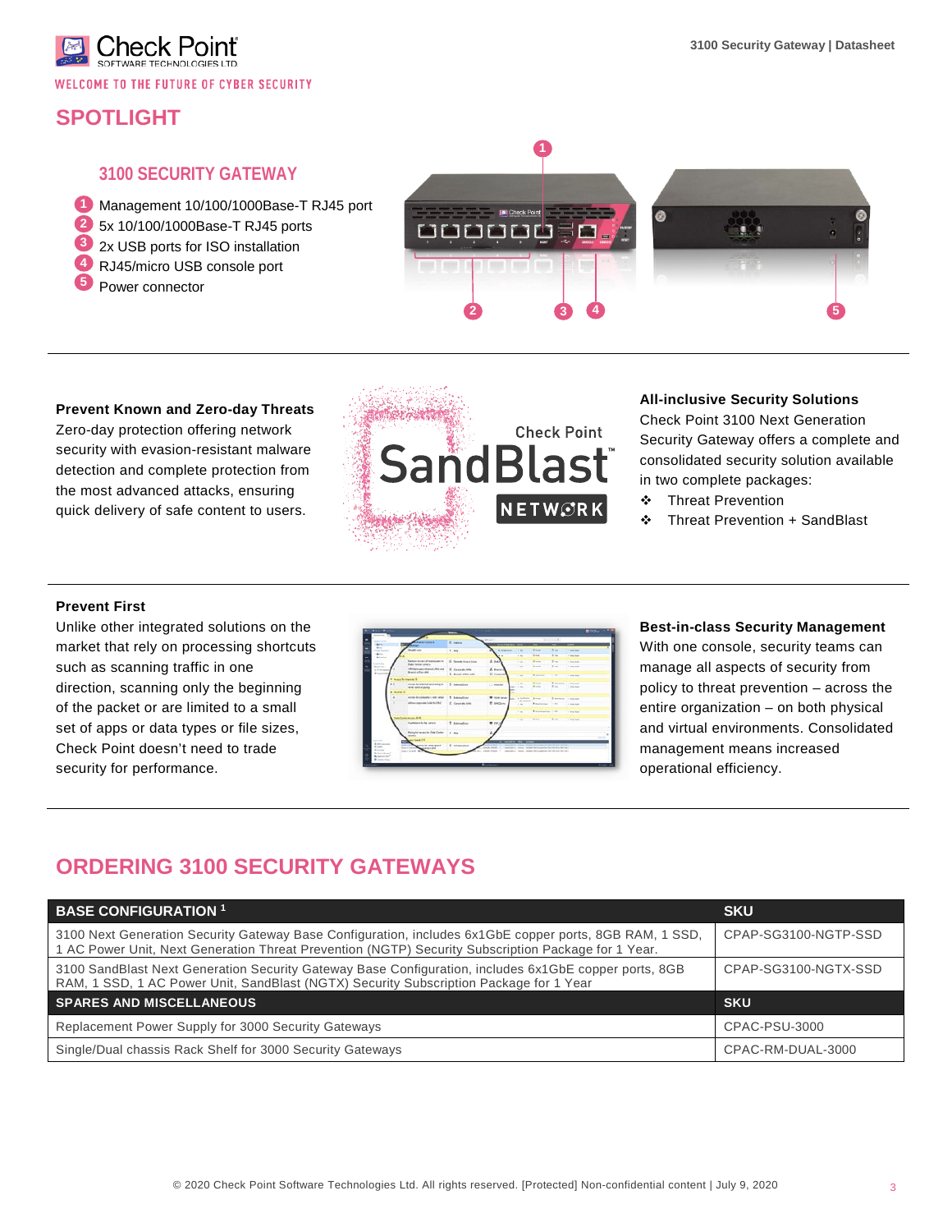## SPOTLIGHT

### 3100 SECURITY GATEWAY

1. Management 10/100/1000Base-T RJ45 port
2. 5x 10/100/1000Base-T RJ45 ports
3. 2x USB ports for ISO installation
4. RJ45/micro USB console port
5. Power connector

**Prevent Known and Zero-day Threats**
Zero-day protection offering network security with evasion-resistant malware detection and complete protection from the most advanced attacks, ensuring quick delivery of safe content to users.

**All-inclusive Security Solutions**
Check Point 3100 Next Generation Security Gateway offers a complete and consolidated security solution available in two complete packages:

- Threat Prevention
- Threat Prevention + SandBlast

**Prevent First**
Unlike other integrated solutions on the market that rely on processing shortcuts such as scanning traffic in one direction, scanning only the beginning of the packet or are limited to a small set of apps or data types or file sizes, Check Point doesn't need to trade security for performance.

**Best-in-class Security Management**
With one console, security teams can manage all aspects of security from policy to threat prevention – across the entire organization – on both physical and virtual environments. Consolidated management means increased operational efficiency.

## ORDERING 3100 SECURITY GATEWAYS

| BASE CONFIGURATION [1] | SKU |
|---|---|
| 3100 Next Generation Security Gateway Base Configuration, includes 6x1GbE copper ports, 8GB RAM, 1 SSD, 1 AC Power Unit, Next Generation Threat Prevention (NGTP) Security Subscription Package for 1 Year. | CPAP-SG3100-NGTP-SSD |
| 3100 SandBlast Next Generation Security Gateway Base Configuration, includes 6x1GbE copper ports, 8GB RAM, 1 SSD, 1 AC Power Unit, SandBlast (NGTX) Security Subscription Package for 1 Year | CPAP-SG3100-NGTX-SSD |
| **SPARES AND MISCELLANEOUS** | **SKU** |
| Replacement Power Supply for 3000 Security Gateways | CPAC-PSU-3000 |
| Single/Dual chassis Rack Shelf for 3000 Security Gateways | CPAC-RM-DUAL-3000 |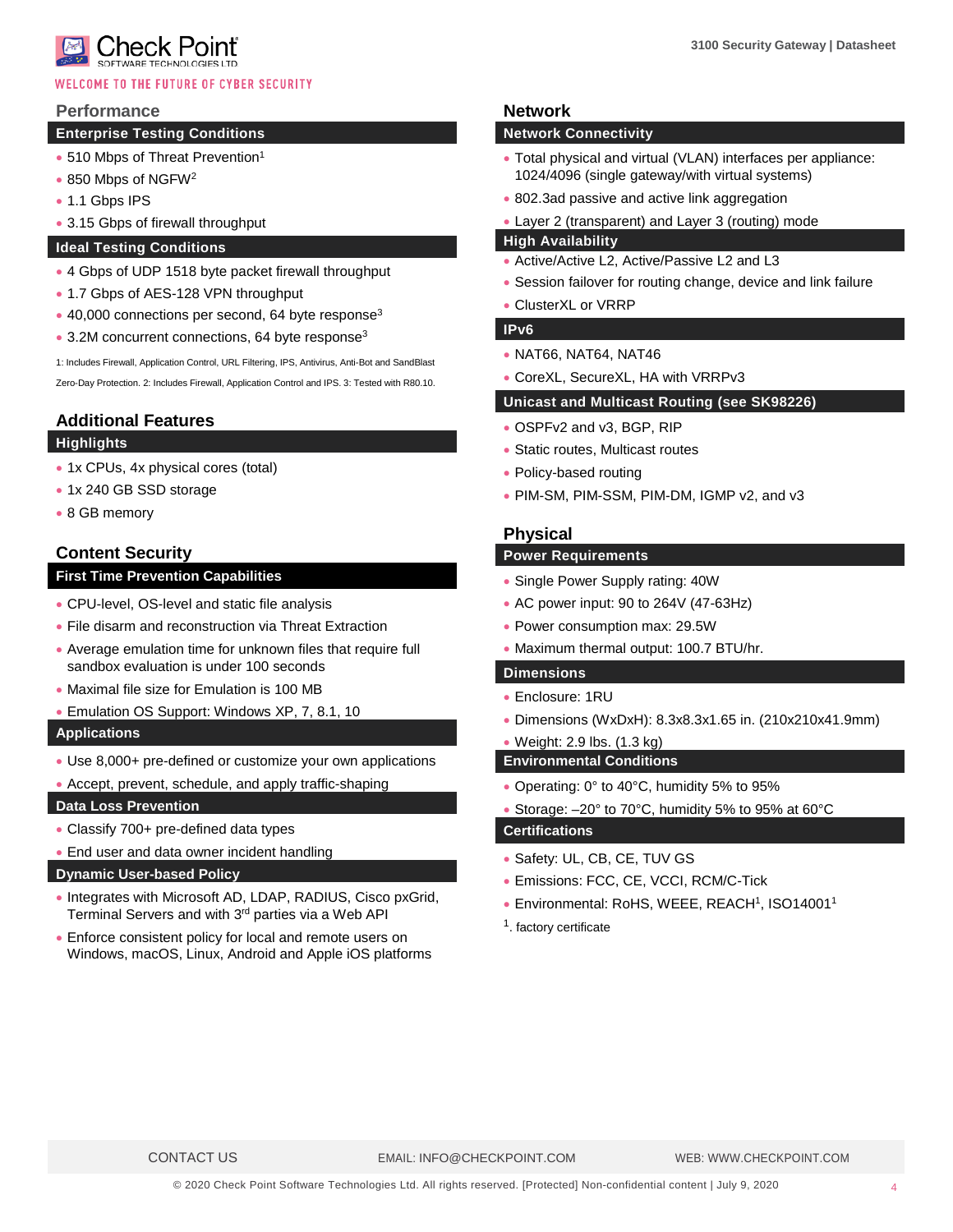## Performance

### Enterprise Testing Conditions

- 510 Mbps of Threat Prevention[1]
- 850 Mbps of NGFW[2]
- 1.1 Gbps IPS
- 3.15 Gbps of firewall throughput

### Ideal Testing Conditions

- 4 Gbps of UDP 1518 byte packet firewall throughput
- 1.7 Gbps of AES-128 VPN throughput
- 40,000 connections per second, 64 byte response[3]
- 3.2M concurrent connections, 64 byte response[3]

1: Includes Firewall, Application Control, URL Filtering, IPS, Antivirus, Anti-Bot and SandBlast Zero-Day Protection. 2: Includes Firewall, Application Control and IPS. 3: Tested with R80.10.

## Additional Features

### Highlights

- 1x CPUs, 4x physical cores (total)
- 1x 240 GB SSD storage
- 8 GB memory

## Content Security

### First Time Prevention Capabilities

- CPU-level, OS-level and static file analysis
- File disarm and reconstruction via Threat Extraction
- Average emulation time for unknown files that require full sandbox evaluation is under 100 seconds
- Maximal file size for Emulation is 100 MB
- Emulation OS Support: Windows XP, 7, 8.1, 10

### Applications

- Use 8,000+ pre-defined or customize your own applications
- Accept, prevent, schedule, and apply traffic-shaping

### Data Loss Prevention

- Classify 700+ pre-defined data types
- End user and data owner incident handling

### Dynamic User-based Policy

- Integrates with Microsoft AD, LDAP, RADIUS, Cisco pxGrid, Terminal Servers and with 3rd parties via a Web API
- Enforce consistent policy for local and remote users on Windows, macOS, Linux, Android and Apple iOS platforms

## Network

### Network Connectivity

- Total physical and virtual (VLAN) interfaces per appliance: 1024/4096 (single gateway/with virtual systems)
- 802.3ad passive and active link aggregation
- Layer 2 (transparent) and Layer 3 (routing) mode

### High Availability

- Active/Active L2, Active/Passive L2 and L3
- Session failover for routing change, device and link failure
- ClusterXL or VRRP

### IPv6

- NAT66, NAT64, NAT46
- CoreXL, SecureXL, HA with VRRPv3

### Unicast and Multicast Routing (see SK98226)

- OSPFv2 and v3, BGP, RIP
- Static routes, Multicast routes
- Policy-based routing
- PIM-SM, PIM-SSM, PIM-DM, IGMP v2, and v3

## Physical

### Power Requirements

- Single Power Supply rating: 40W
- AC power input: 90 to 264V (47-63Hz)
- Power consumption max: 29.5W
- Maximum thermal output: 100.7 BTU/hr.

### Dimensions

- Enclosure: 1RU
- Dimensions (WxDxH): 8.3x8.3x1.65 in. (210x210x41.9mm)
- Weight: 2.9 lbs. (1.3 kg)

### Environmental Conditions

- Operating: 0° to 40°C, humidity 5% to 95%
- Storage: –20° to 70°C, humidity 5% to 95% at 60°C

### Certifications

- Safety: UL, CB, CE, TUV GS
- Emissions: FCC, CE, VCCI, RCM/C-Tick
- Environmental: RoHS, WEEE, REACH[1], ISO14001[1]

[1]. factory certificate

CONTACT US EMAIL: INFO@CHECKPOINT.COM WEB: WWW.CHECKPOINT.COM

© 2020 Check Point Software Technologies Ltd. All rights reserved. [Protected] Non-confidential content | July 9, 2020